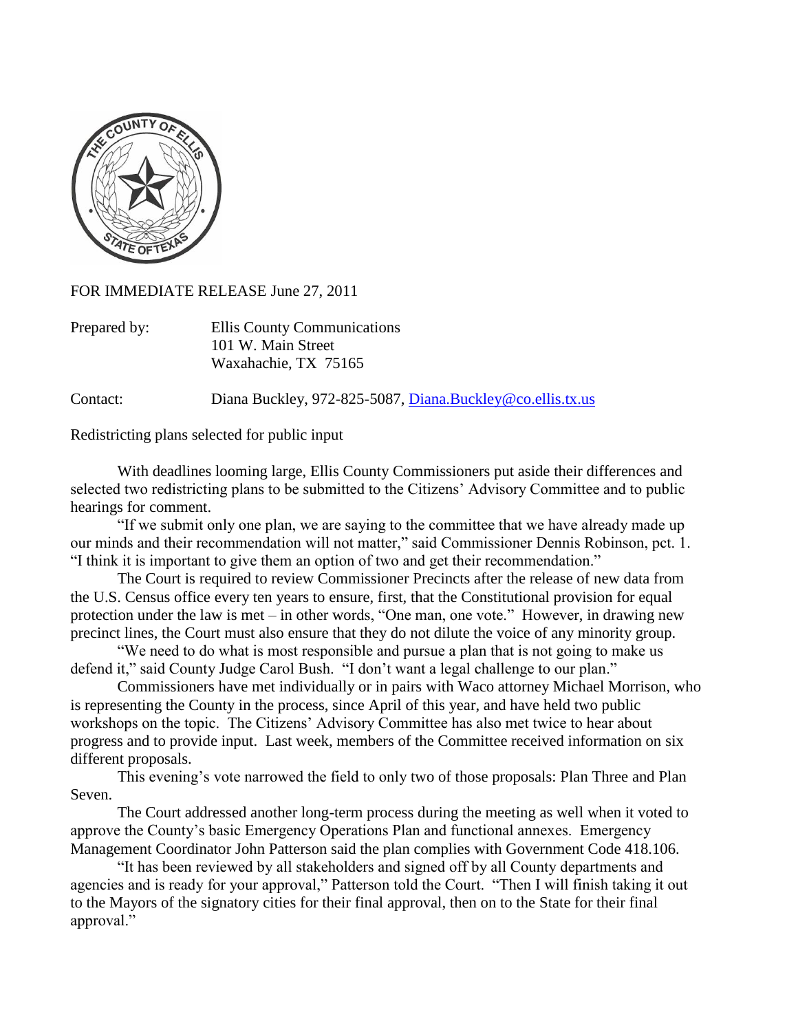FOR IMMEDIATE RELEASE June 27, 2011

Prepared by: Ellis County Communications
101 W. Main Street
Waxahachie, TX 75165

Contact: Diana Buckley, 972-825-5087, Diana.Buckley@co.ellis.tx.us

Redistricting plans selected for public input

With deadlines looming large, Ellis County Commissioners put aside their differences and selected two redistricting plans to be submitted to the Citizens' Advisory Committee and to public hearings for comment.

"If we submit only one plan, we are saying to the committee that we have already made up our minds and their recommendation will not matter," said Commissioner Dennis Robinson, pct. 1. "I think it is important to give them an option of two and get their recommendation."

The Court is required to review Commissioner Precincts after the release of new data from the U.S. Census office every ten years to ensure, first, that the Constitutional provision for equal protection under the law is met – in other words, "One man, one vote." However, in drawing new precinct lines, the Court must also ensure that they do not dilute the voice of any minority group.

"We need to do what is most responsible and pursue a plan that is not going to make us defend it," said County Judge Carol Bush. "I don't want a legal challenge to our plan."

Commissioners have met individually or in pairs with Waco attorney Michael Morrison, who is representing the County in the process, since April of this year, and have held two public workshops on the topic. The Citizens' Advisory Committee has also met twice to hear about progress and to provide input. Last week, members of the Committee received information on six different proposals.

This evening's vote narrowed the field to only two of those proposals: Plan Three and Plan Seven.

The Court addressed another long-term process during the meeting as well when it voted to approve the County's basic Emergency Operations Plan and functional annexes. Emergency Management Coordinator John Patterson said the plan complies with Government Code 418.106.

"It has been reviewed by all stakeholders and signed off by all County departments and agencies and is ready for your approval," Patterson told the Court. "Then I will finish taking it out to the Mayors of the signatory cities for their final approval, then on to the State for their final approval."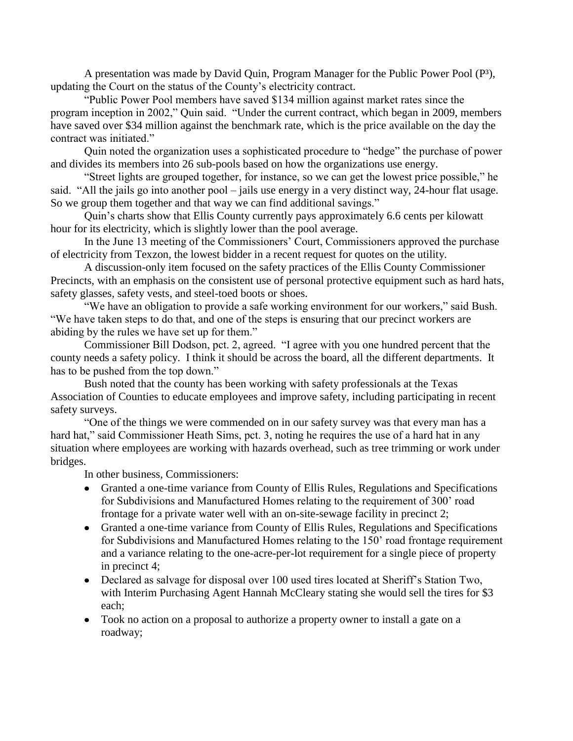A presentation was made by David Quin, Program Manager for the Public Power Pool ($P^3$), updating the Court on the status of the County's electricity contract.

"Public Power Pool members have saved $134 million against market rates since the program inception in 2002," Quin said. "Under the current contract, which began in 2009, members have saved over $34 million against the benchmark rate, which is the price available on the day the contract was initiated."

Quin noted the organization uses a sophisticated procedure to "hedge" the purchase of power and divides its members into 26 sub-pools based on how the organizations use energy.

"Street lights are grouped together, for instance, so we can get the lowest price possible," he said. "All the jails go into another pool – jails use energy in a very distinct way, 24-hour flat usage. So we group them together and that way we can find additional savings."

Quin's charts show that Ellis County currently pays approximately 6.6 cents per kilowatt hour for its electricity, which is slightly lower than the pool average.

In the June 13 meeting of the Commissioners' Court, Commissioners approved the purchase of electricity from Texzon, the lowest bidder in a recent request for quotes on the utility.

A discussion-only item focused on the safety practices of the Ellis County Commissioner Precincts, with an emphasis on the consistent use of personal protective equipment such as hard hats, safety glasses, safety vests, and steel-toed boots or shoes.

"We have an obligation to provide a safe working environment for our workers," said Bush. "We have taken steps to do that, and one of the steps is ensuring that our precinct workers are abiding by the rules we have set up for them."

Commissioner Bill Dodson, pct. 2, agreed. "I agree with you one hundred percent that the county needs a safety policy. I think it should be across the board, all the different departments. It has to be pushed from the top down."

Bush noted that the county has been working with safety professionals at the Texas Association of Counties to educate employees and improve safety, including participating in recent safety surveys.

"One of the things we were commended on in our safety survey was that every man has a hard hat," said Commissioner Heath Sims, pct. 3, noting he requires the use of a hard hat in any situation where employees are working with hazards overhead, such as tree trimming or work under bridges.

In other business, Commissioners:

- Granted a one-time variance from County of Ellis Rules, Regulations and Specifications for Subdivisions and Manufactured Homes relating to the requirement of 300' road frontage for a private water well with an on-site-sewage facility in precinct 2;
- Granted a one-time variance from County of Ellis Rules, Regulations and Specifications for Subdivisions and Manufactured Homes relating to the 150' road frontage requirement and a variance relating to the one-acre-per-lot requirement for a single piece of property in precinct 4;
- Declared as salvage for disposal over 100 used tires located at Sheriff's Station Two, with Interim Purchasing Agent Hannah McCleary stating she would sell the tires for $3 each;
- Took no action on a proposal to authorize a property owner to install a gate on a roadway;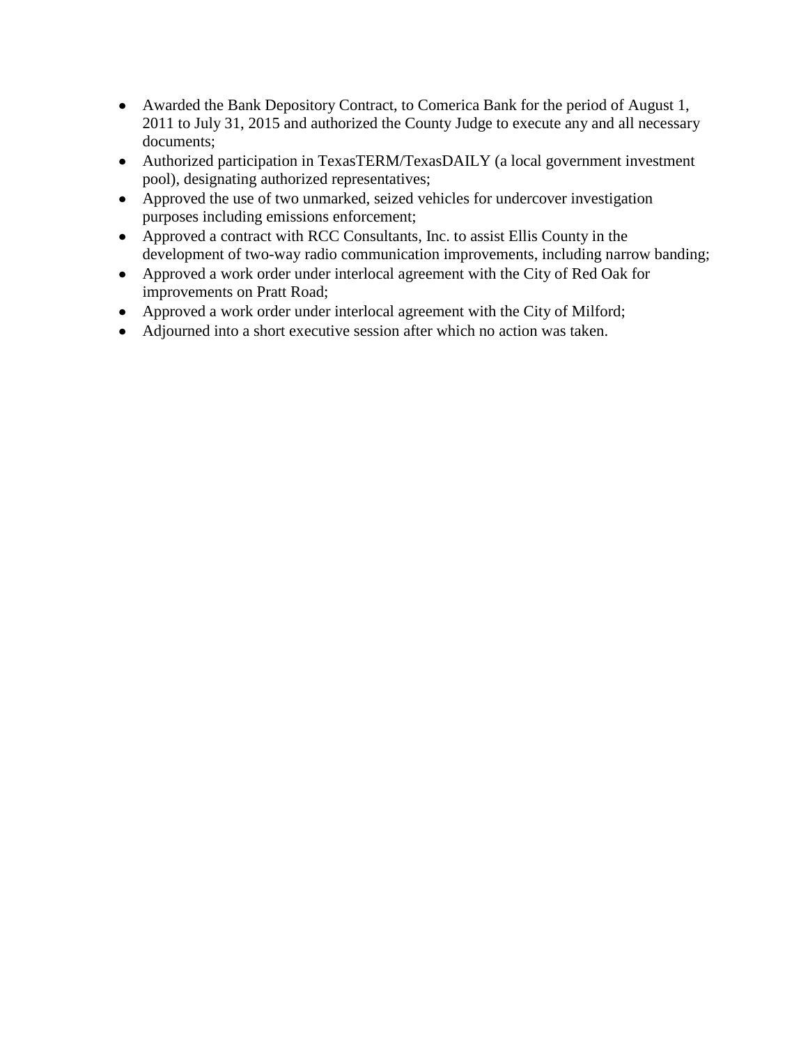- Awarded the Bank Depository Contract, to Comerica Bank for the period of August 1, 2011 to July 31, 2015 and authorized the County Judge to execute any and all necessary documents;
- Authorized participation in TexasTERM/TexasDAILY (a local government investment pool), designating authorized representatives;
- Approved the use of two unmarked, seized vehicles for undercover investigation purposes including emissions enforcement;
- Approved a contract with RCC Consultants, Inc. to assist Ellis County in the development of two-way radio communication improvements, including narrow banding;
- Approved a work order under interlocal agreement with the City of Red Oak for improvements on Pratt Road;
- Approved a work order under interlocal agreement with the City of Milford;
- Adjourned into a short executive session after which no action was taken.